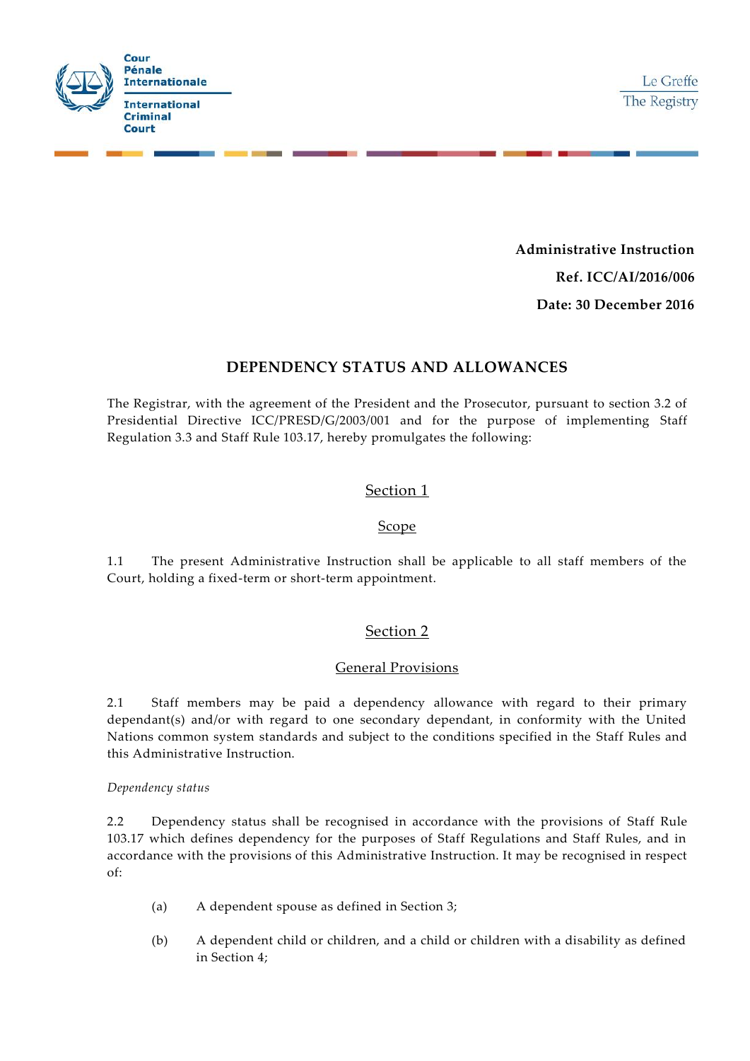Cour Pénale Internationale

International Criminal Court

Le Greffe

The Registry

**Administrative Instruction**

**Ref. ICC/AI/2016/006**

**Date: 30 December 2016**

# DEPENDENCY STATUS AND ALLOWANCES

The Registrar, with the agreement of the President and the Prosecutor, pursuant to section 3.2 of Presidential Directive ICC/PRESD/G/2003/001 and for the purpose of implementing Staff Regulation 3.3 and Staff Rule 103.17, hereby promulgates the following:

## Section 1

### Scope

1.1 The present Administrative Instruction shall be applicable to all staff members of the Court, holding a fixed-term or short-term appointment.

## Section 2

### General Provisions

2.1 Staff members may be paid a dependency allowance with regard to their primary dependant(s) and/or with regard to one secondary dependant, in conformity with the United Nations common system standards and subject to the conditions specified in the Staff Rules and this Administrative Instruction.

*Dependency status*

2.2 Dependency status shall be recognised in accordance with the provisions of Staff Rule 103.17 which defines dependency for the purposes of Staff Regulations and Staff Rules, and in accordance with the provisions of this Administrative Instruction. It may be recognised in respect of:

(a) A dependent spouse as defined in Section 3;

(b) A dependent child or children, and a child or children with a disability as defined in Section 4;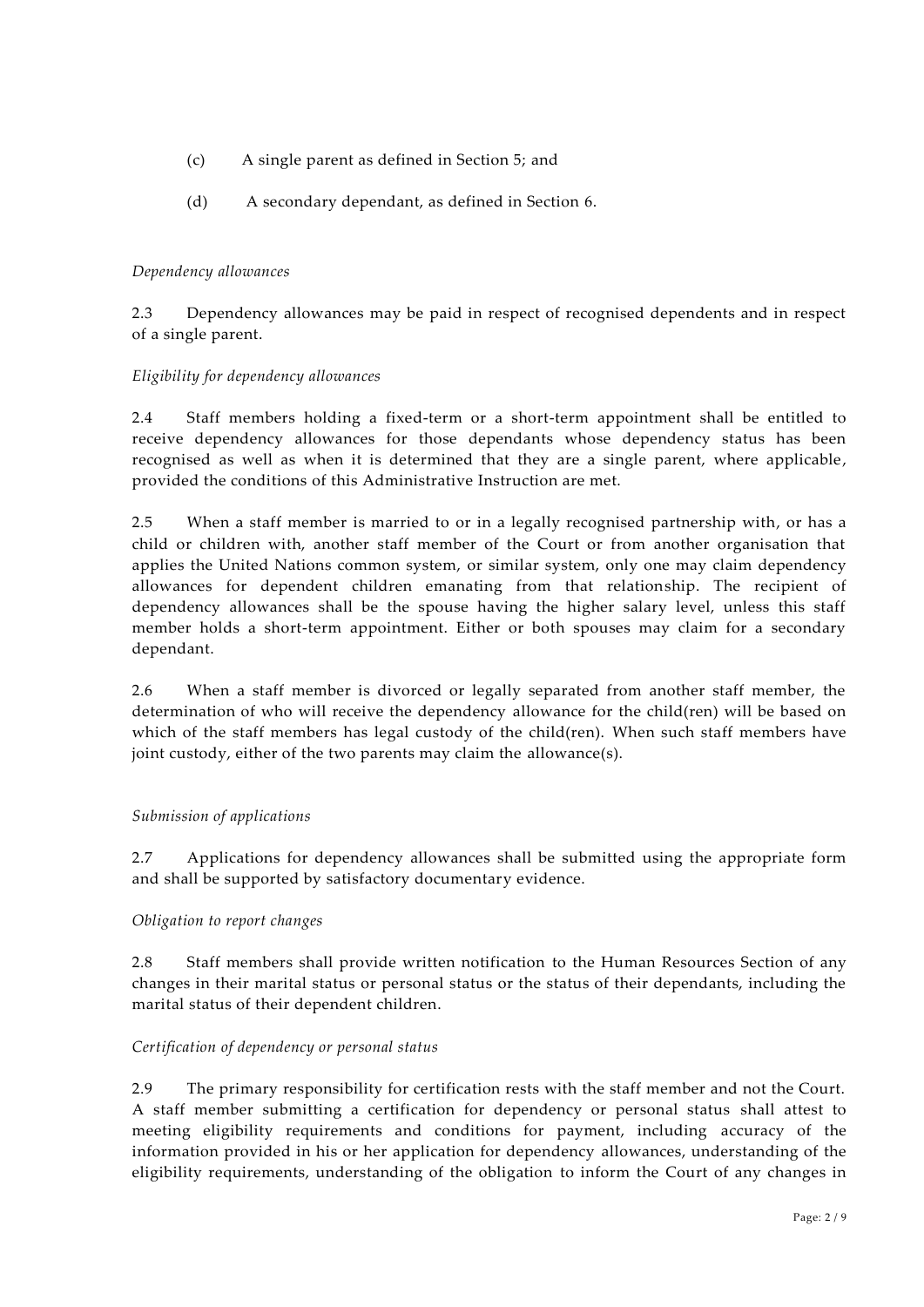(c) A single parent as defined in Section 5; and

(d) A secondary dependant, as defined in Section 6.

*Dependency allowances*

2.3 Dependency allowances may be paid in respect of recognised dependents and in respect of a single parent.

*Eligibility for dependency allowances*

2.4 Staff members holding a fixed-term or a short-term appointment shall be entitled to receive dependency allowances for those dependants whose dependency status has been recognised as well as when it is determined that they are a single parent, where applicable, provided the conditions of this Administrative Instruction are met.

2.5 When a staff member is married to or in a legally recognised partnership with, or has a child or children with, another staff member of the Court or from another organisation that applies the United Nations common system, or similar system, only one may claim dependency allowances for dependent children emanating from that relationship. The recipient of dependency allowances shall be the spouse having the higher salary level, unless this staff member holds a short-term appointment. Either or both spouses may claim for a secondary dependant.

2.6 When a staff member is divorced or legally separated from another staff member, the determination of who will receive the dependency allowance for the child(ren) will be based on which of the staff members has legal custody of the child(ren). When such staff members have joint custody, either of the two parents may claim the allowance(s).

*Submission of applications*

2.7 Applications for dependency allowances shall be submitted using the appropriate form and shall be supported by satisfactory documentary evidence.

*Obligation to report changes*

2.8 Staff members shall provide written notification to the Human Resources Section of any changes in their marital status or personal status or the status of their dependants, including the marital status of their dependent children.

*Certification of dependency or personal status*

2.9 The primary responsibility for certification rests with the staff member and not the Court. A staff member submitting a certification for dependency or personal status shall attest to meeting eligibility requirements and conditions for payment, including accuracy of the information provided in his or her application for dependency allowances, understanding of the eligibility requirements, understanding of the obligation to inform the Court of any changes in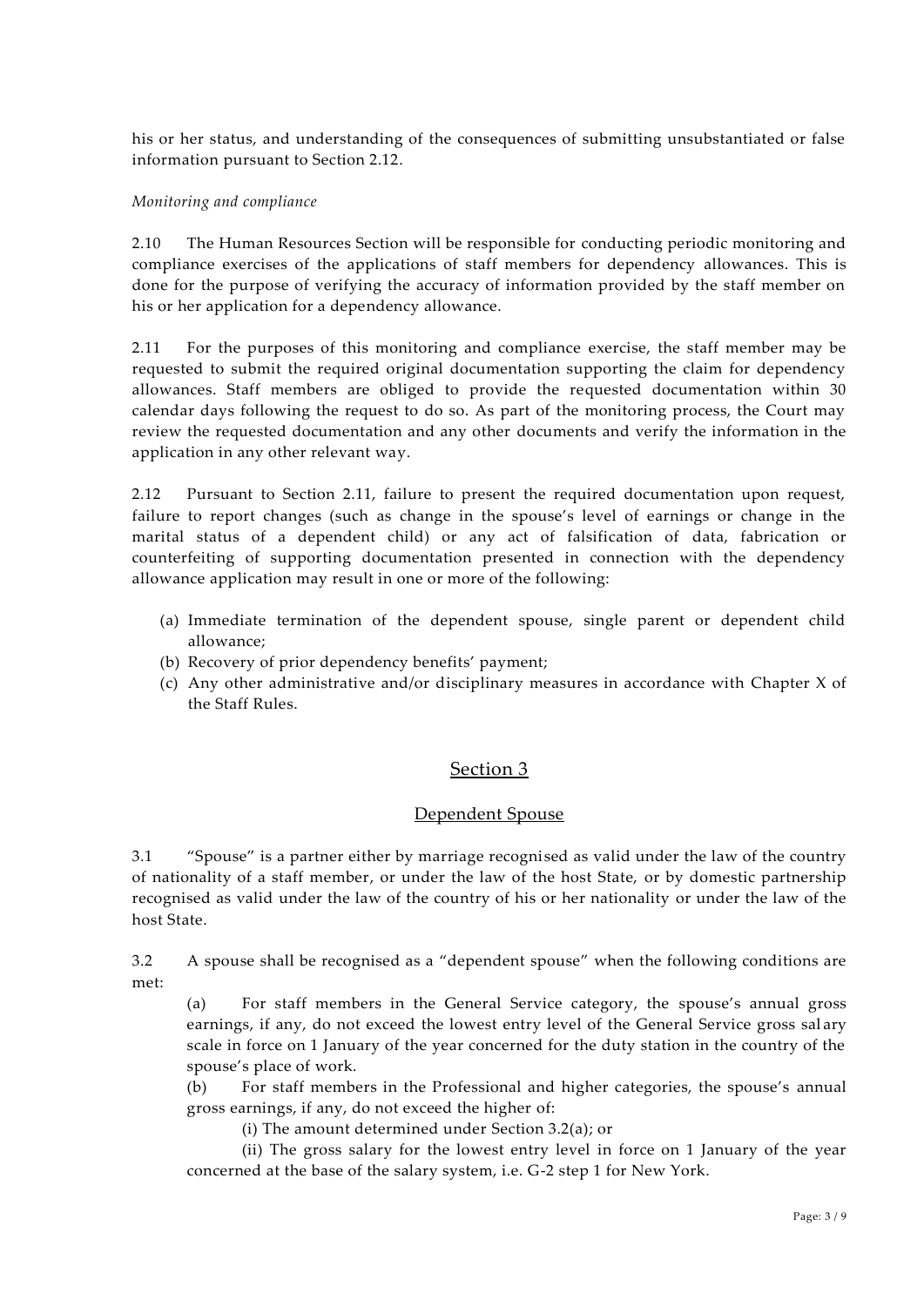his or her status, and understanding of the consequences of submitting unsubstantiated or false information pursuant to Section 2.12.

*Monitoring and compliance*

2.10 The Human Resources Section will be responsible for conducting periodic monitoring and compliance exercises of the applications of staff members for dependency allowances. This is done for the purpose of verifying the accuracy of information provided by the staff member on his or her application for a dependency allowance.

2.11 For the purposes of this monitoring and compliance exercise, the staff member may be requested to submit the required original documentation supporting the claim for dependency allowances. Staff members are obliged to provide the requested documentation within 30 calendar days following the request to do so. As part of the monitoring process, the Court may review the requested documentation and any other documents and verify the information in the application in any other relevant way.

2.12 Pursuant to Section 2.11, failure to present the required documentation upon request, failure to report changes (such as change in the spouse's level of earnings or change in the marital status of a dependent child) or any act of falsification of data, fabrication or counterfeiting of supporting documentation presented in connection with the dependency allowance application may result in one or more of the following:

(a) Immediate termination of the dependent spouse, single parent or dependent child allowance;
(b) Recovery of prior dependency benefits' payment;
(c) Any other administrative and/or disciplinary measures in accordance with Chapter X of the Staff Rules.

## Section 3

## Dependent Spouse

3.1 "Spouse" is a partner either by marriage recognised as valid under the law of the country of nationality of a staff member, or under the law of the host State, or by domestic partnership recognised as valid under the law of the country of his or her nationality or under the law of the host State.

3.2 A spouse shall be recognised as a "dependent spouse" when the following conditions are met:

(a) For staff members in the General Service category, the spouse's annual gross earnings, if any, do not exceed the lowest entry level of the General Service gross salary scale in force on 1 January of the year concerned for the duty station in the country of the spouse's place of work.

(b) For staff members in the Professional and higher categories, the spouse's annual gross earnings, if any, do not exceed the higher of:

(i) The amount determined under Section 3.2(a); or

(ii) The gross salary for the lowest entry level in force on 1 January of the year concerned at the base of the salary system, i.e. G-2 step 1 for New York.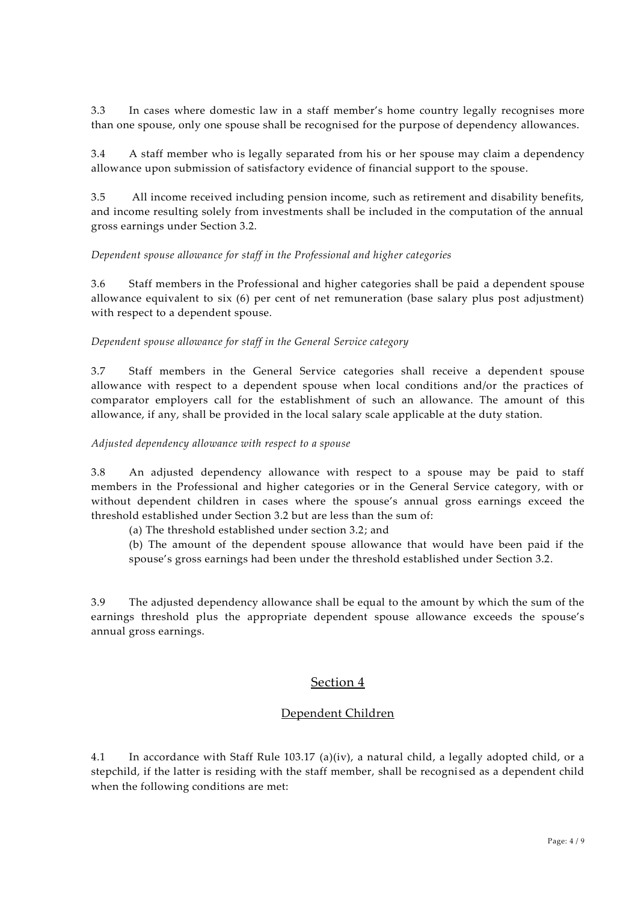3.3 In cases where domestic law in a staff member's home country legally recognises more than one spouse, only one spouse shall be recognised for the purpose of dependency allowances.

3.4 A staff member who is legally separated from his or her spouse may claim a dependency allowance upon submission of satisfactory evidence of financial support to the spouse.

3.5 All income received including pension income, such as retirement and disability benefits, and income resulting solely from investments shall be included in the computation of the annual gross earnings under Section 3.2.

*Dependent spouse allowance for staff in the Professional and higher categories*

3.6 Staff members in the Professional and higher categories shall be paid a dependent spouse allowance equivalent to six (6) per cent of net remuneration (base salary plus post adjustment) with respect to a dependent spouse.

*Dependent spouse allowance for staff in the General Service category*

3.7 Staff members in the General Service categories shall receive a dependent spouse allowance with respect to a dependent spouse when local conditions and/or the practices of comparator employers call for the establishment of such an allowance. The amount of this allowance, if any, shall be provided in the local salary scale applicable at the duty station.

*Adjusted dependency allowance with respect to a spouse*

3.8 An adjusted dependency allowance with respect to a spouse may be paid to staff members in the Professional and higher categories or in the General Service category, with or without dependent children in cases where the spouse's annual gross earnings exceed the threshold established under Section 3.2 but are less than the sum of:

(a) The threshold established under section 3.2; and

(b) The amount of the dependent spouse allowance that would have been paid if the spouse's gross earnings had been under the threshold established under Section 3.2.

3.9 The adjusted dependency allowance shall be equal to the amount by which the sum of the earnings threshold plus the appropriate dependent spouse allowance exceeds the spouse's annual gross earnings.

## Section 4

## Dependent Children

4.1 In accordance with Staff Rule 103.17 (a)(iv), a natural child, a legally adopted child, or a stepchild, if the latter is residing with the staff member, shall be recognised as a dependent child when the following conditions are met: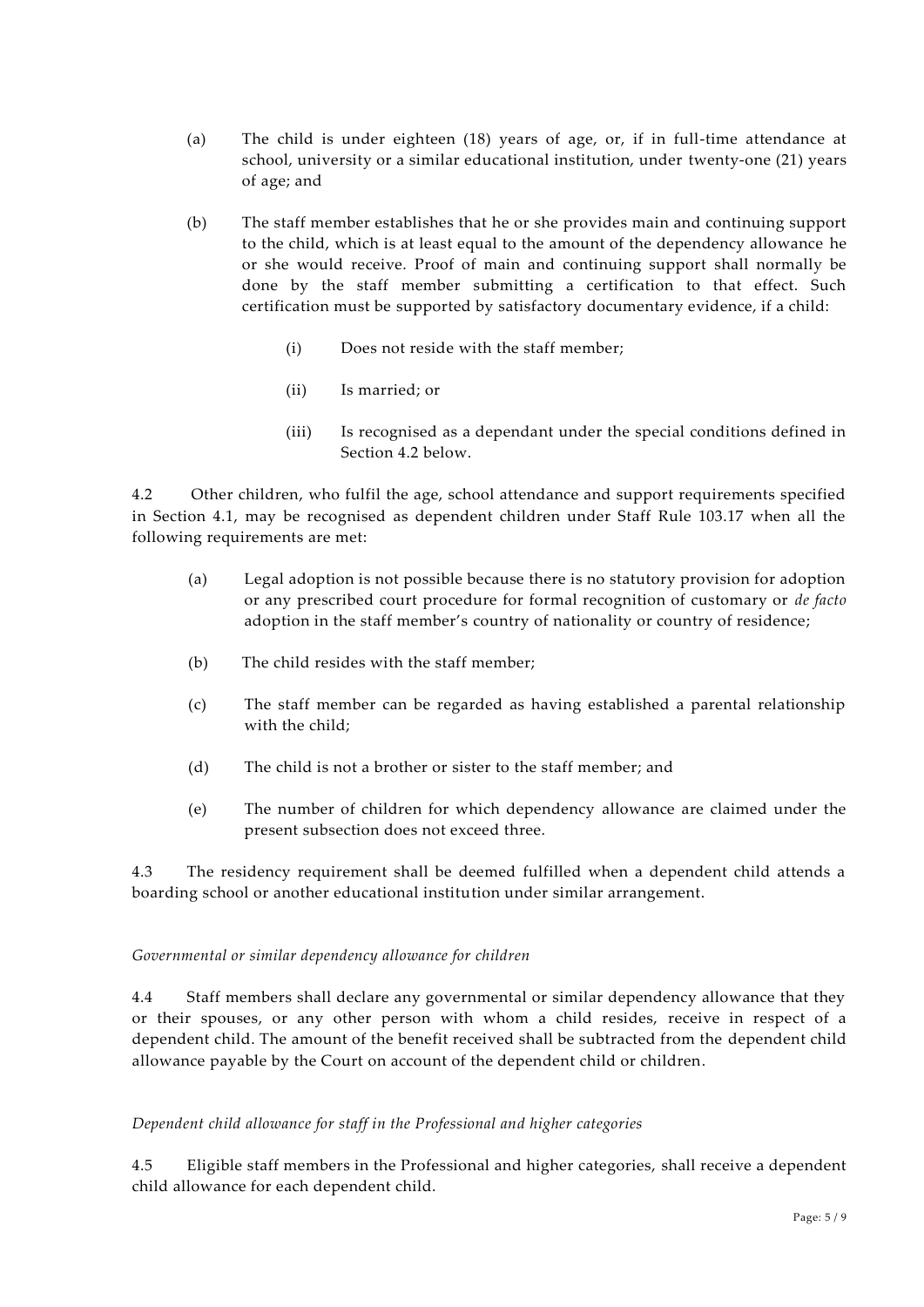(a) The child is under eighteen (18) years of age, or, if in full-time attendance at school, university or a similar educational institution, under twenty-one (21) years of age; and

(b) The staff member establishes that he or she provides main and continuing support to the child, which is at least equal to the amount of the dependency allowance he or she would receive. Proof of main and continuing support shall normally be done by the staff member submitting a certification to that effect. Such certification must be supported by satisfactory documentary evidence, if a child:

  (i) Does not reside with the staff member;

  (ii) Is married; or

  (iii) Is recognised as a dependant under the special conditions defined in Section 4.2 below.

4.2 Other children, who fulfil the age, school attendance and support requirements specified in Section 4.1, may be recognised as dependent children under Staff Rule 103.17 when all the following requirements are met:

(a) Legal adoption is not possible because there is no statutory provision for adoption or any prescribed court procedure for formal recognition of customary or *de facto* adoption in the staff member's country of nationality or country of residence;

(b) The child resides with the staff member;

(c) The staff member can be regarded as having established a parental relationship with the child;

(d) The child is not a brother or sister to the staff member; and

(e) The number of children for which dependency allowance are claimed under the present subsection does not exceed three.

4.3 The residency requirement shall be deemed fulfilled when a dependent child attends a boarding school or another educational institution under similar arrangement.

*Governmental or similar dependency allowance for children*

4.4 Staff members shall declare any governmental or similar dependency allowance that they or their spouses, or any other person with whom a child resides, receive in respect of a dependent child. The amount of the benefit received shall be subtracted from the dependent child allowance payable by the Court on account of the dependent child or children.

*Dependent child allowance for staff in the Professional and higher categories*

4.5 Eligible staff members in the Professional and higher categories, shall receive a dependent child allowance for each dependent child.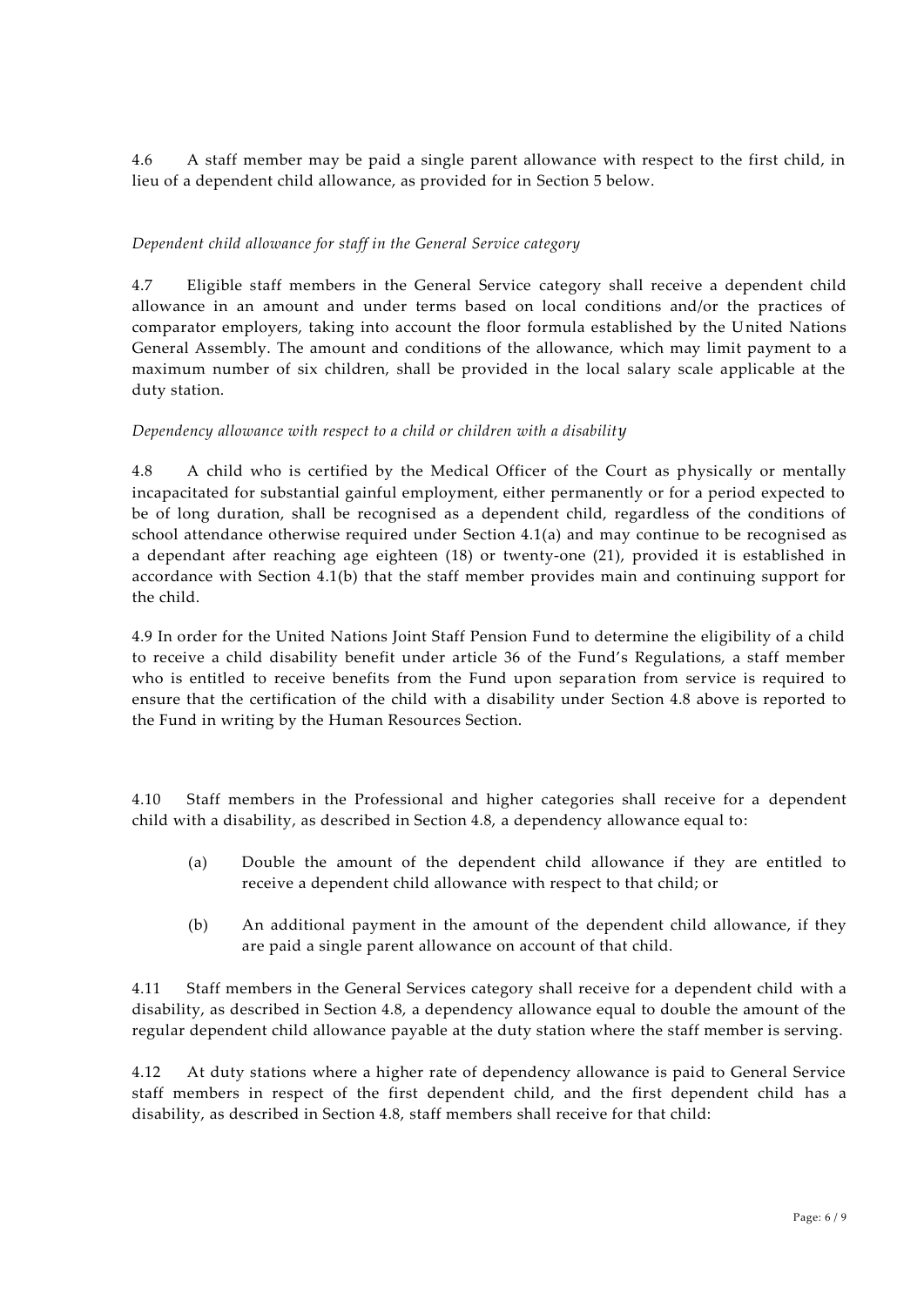4.6 A staff member may be paid a single parent allowance with respect to the first child, in lieu of a dependent child allowance, as provided for in Section 5 below.

*Dependent child allowance for staff in the General Service category*

4.7 Eligible staff members in the General Service category shall receive a dependent child allowance in an amount and under terms based on local conditions and/or the practices of comparator employers, taking into account the floor formula established by the United Nations General Assembly. The amount and conditions of the allowance, which may limit payment to a maximum number of six children, shall be provided in the local salary scale applicable at the duty station.

*Dependency allowance with respect to a child or children with a disability*

4.8 A child who is certified by the Medical Officer of the Court as physically or mentally incapacitated for substantial gainful employment, either permanently or for a period expected to be of long duration, shall be recognised as a dependent child, regardless of the conditions of school attendance otherwise required under Section 4.1(a) and may continue to be recognised as a dependant after reaching age eighteen (18) or twenty-one (21), provided it is established in accordance with Section 4.1(b) that the staff member provides main and continuing support for the child.

4.9 In order for the United Nations Joint Staff Pension Fund to determine the eligibility of a child to receive a child disability benefit under article 36 of the Fund's Regulations, a staff member who is entitled to receive benefits from the Fund upon separation from service is required to ensure that the certification of the child with a disability under Section 4.8 above is reported to the Fund in writing by the Human Resources Section.

4.10 Staff members in the Professional and higher categories shall receive for a dependent child with a disability, as described in Section 4.8, a dependency allowance equal to:

(a) Double the amount of the dependent child allowance if they are entitled to receive a dependent child allowance with respect to that child; or

(b) An additional payment in the amount of the dependent child allowance, if they are paid a single parent allowance on account of that child.

4.11 Staff members in the General Services category shall receive for a dependent child with a disability, as described in Section 4.8, a dependency allowance equal to double the amount of the regular dependent child allowance payable at the duty station where the staff member is serving.

4.12 At duty stations where a higher rate of dependency allowance is paid to General Service staff members in respect of the first dependent child, and the first dependent child has a disability, as described in Section 4.8, staff members shall receive for that child: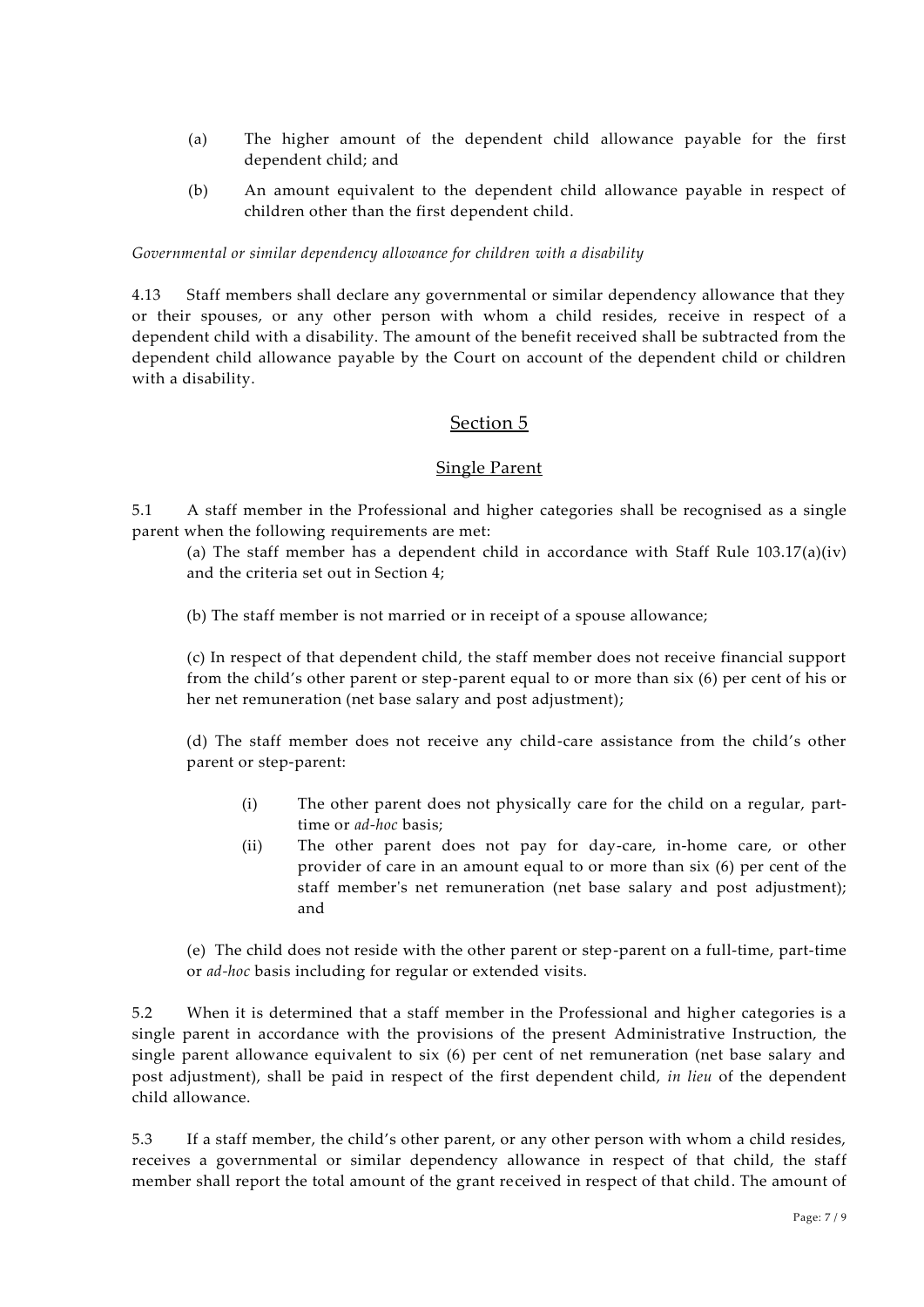(a) The higher amount of the dependent child allowance payable for the first dependent child; and

(b) An amount equivalent to the dependent child allowance payable in respect of children other than the first dependent child.

*Governmental or similar dependency allowance for children with a disability*

4.13 Staff members shall declare any governmental or similar dependency allowance that they or their spouses, or any other person with whom a child resides, receive in respect of a dependent child with a disability. The amount of the benefit received shall be subtracted from the dependent child allowance payable by the Court on account of the dependent child or children with a disability.

## Section 5

## Single Parent

5.1 A staff member in the Professional and higher categories shall be recognised as a single parent when the following requirements are met:

(a) The staff member has a dependent child in accordance with Staff Rule 103.17(a)(iv) and the criteria set out in Section 4;

(b) The staff member is not married or in receipt of a spouse allowance;

(c) In respect of that dependent child, the staff member does not receive financial support from the child's other parent or step-parent equal to or more than six (6) per cent of his or her net remuneration (net base salary and post adjustment);

(d) The staff member does not receive any child-care assistance from the child's other parent or step-parent:

(i) The other parent does not physically care for the child on a regular, part-time or *ad-hoc* basis;

(ii) The other parent does not pay for day-care, in-home care, or other provider of care in an amount equal to or more than six (6) per cent of the staff member's net remuneration (net base salary and post adjustment); and

(e) The child does not reside with the other parent or step-parent on a full-time, part-time or *ad-hoc* basis including for regular or extended visits.

5.2 When it is determined that a staff member in the Professional and higher categories is a single parent in accordance with the provisions of the present Administrative Instruction, the single parent allowance equivalent to six (6) per cent of net remuneration (net base salary and post adjustment), shall be paid in respect of the first dependent child, *in lieu* of the dependent child allowance.

5.3 If a staff member, the child's other parent, or any other person with whom a child resides, receives a governmental or similar dependency allowance in respect of that child, the staff member shall report the total amount of the grant received in respect of that child. The amount of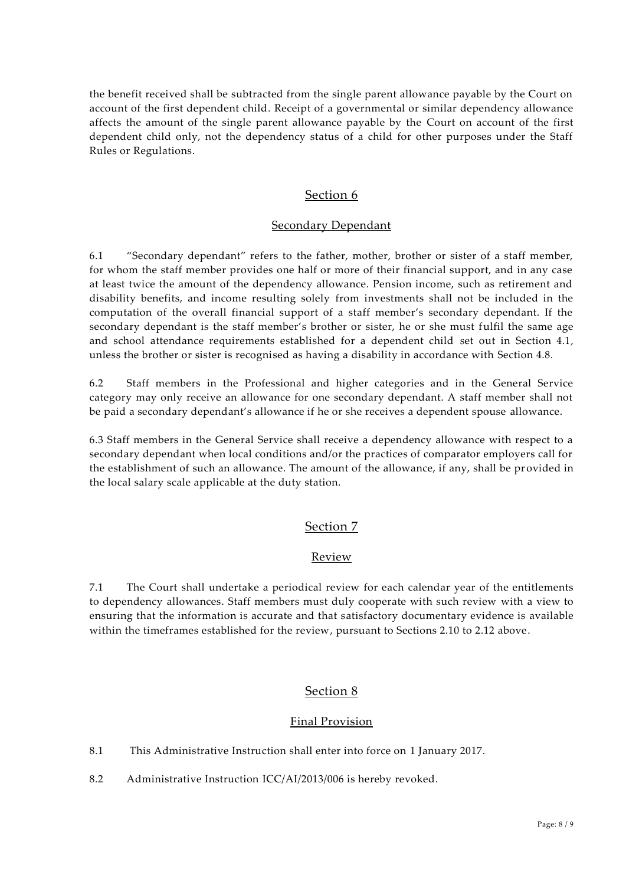the benefit received shall be subtracted from the single parent allowance payable by the Court on account of the first dependent child. Receipt of a governmental or similar dependency allowance affects the amount of the single parent allowance payable by the Court on account of the first dependent child only, not the dependency status of a child for other purposes under the Staff Rules or Regulations.

## Section 6

### Secondary Dependant

6.1 "Secondary dependant" refers to the father, mother, brother or sister of a staff member, for whom the staff member provides one half or more of their financial support, and in any case at least twice the amount of the dependency allowance. Pension income, such as retirement and disability benefits, and income resulting solely from investments shall not be included in the computation of the overall financial support of a staff member's secondary dependant. If the secondary dependant is the staff member's brother or sister, he or she must fulfil the same age and school attendance requirements established for a dependent child set out in Section 4.1, unless the brother or sister is recognised as having a disability in accordance with Section 4.8.

6.2 Staff members in the Professional and higher categories and in the General Service category may only receive an allowance for one secondary dependant. A staff member shall not be paid a secondary dependant's allowance if he or she receives a dependent spouse allowance.

6.3 Staff members in the General Service shall receive a dependency allowance with respect to a secondary dependant when local conditions and/or the practices of comparator employers call for the establishment of such an allowance. The amount of the allowance, if any, shall be provided in the local salary scale applicable at the duty station.

## Section 7

### Review

7.1 The Court shall undertake a periodical review for each calendar year of the entitlements to dependency allowances. Staff members must duly cooperate with such review with a view to ensuring that the information is accurate and that satisfactory documentary evidence is available within the timeframes established for the review, pursuant to Sections 2.10 to 2.12 above.

## Section 8

### Final Provision

8.1 This Administrative Instruction shall enter into force on 1 January 2017.

8.2 Administrative Instruction ICC/AI/2013/006 is hereby revoked.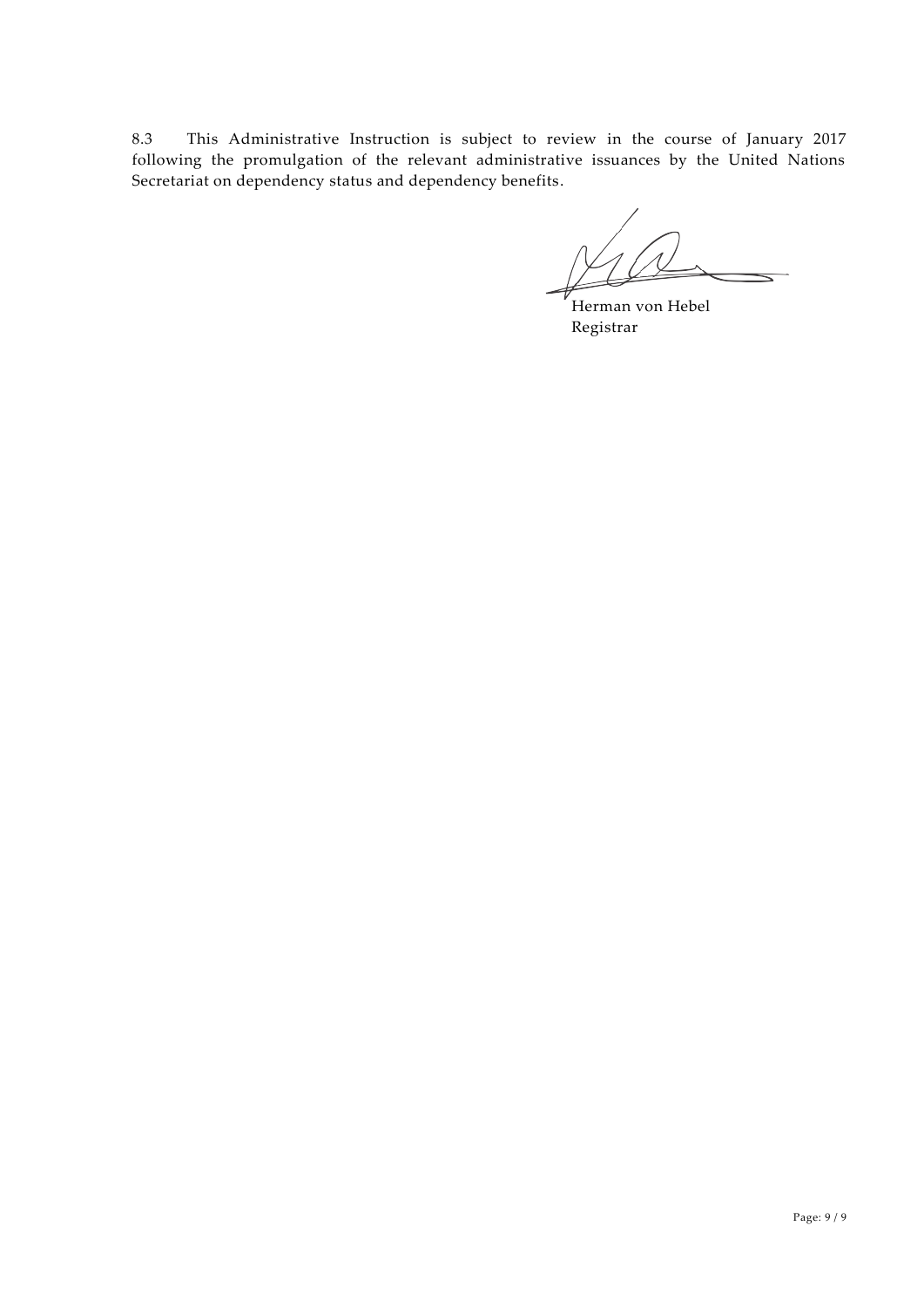8.3 This Administrative Instruction is subject to review in the course of January 2017 following the promulgation of the relevant administrative issuances by the United Nations Secretariat on dependency status and dependency benefits.

Herman von Hebel
Registrar